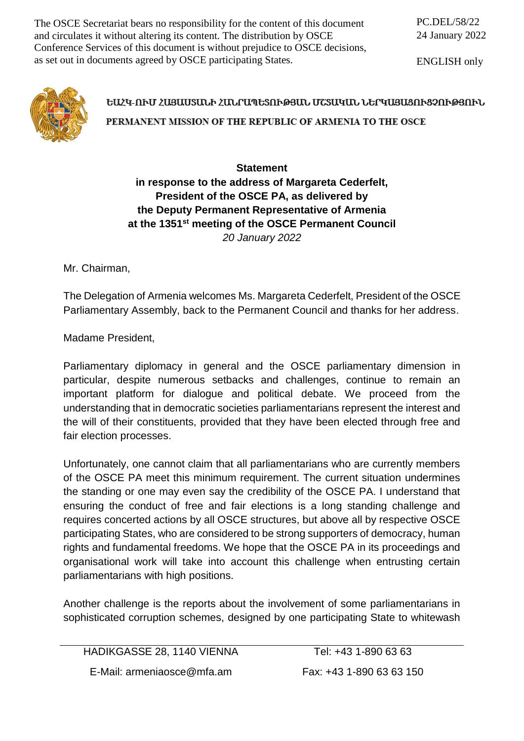The OSCE Secretariat bears no responsibility for the content of this document and circulates it without altering its content. The distribution by OSCE Conference Services of this document is without prejudice to OSCE decisions, as set out in documents agreed by OSCE participating States.

PC.DEL/58/22
24 January 2022

ENGLISH only

ԵԱՀԿ-ՈՒՄ ՀԱՅԱՍՏԱՆԻ ՀԱՆՐԱՊԵՏՈՒԹՅԱՆ ՄՇՏԱԿԱՆ ՆԵՐԿԱՅԱՑՈՒՑՉՈՒԹՅՈՒՆ

PERMANENT MISSION OF THE REPUBLIC OF ARMENIA TO THE OSCE

**Statement**
**in response to the address of Margareta Cederfelt, President of the OSCE PA, as delivered by the Deputy Permanent Representative of Armenia at the 1351st meeting of the OSCE Permanent Council**
*20 January 2022*

Mr. Chairman,

The Delegation of Armenia welcomes Ms. Margareta Cederfelt, President of the OSCE Parliamentary Assembly, back to the Permanent Council and thanks for her address.

Madame President,

Parliamentary diplomacy in general and the OSCE parliamentary dimension in particular, despite numerous setbacks and challenges, continue to remain an important platform for dialogue and political debate. We proceed from the understanding that in democratic societies parliamentarians represent the interest and the will of their constituents, provided that they have been elected through free and fair election processes.

Unfortunately, one cannot claim that all parliamentarians who are currently members of the OSCE PA meet this minimum requirement. The current situation undermines the standing or one may even say the credibility of the OSCE PA. I understand that ensuring the conduct of free and fair elections is a long standing challenge and requires concerted actions by all OSCE structures, but above all by respective OSCE participating States, who are considered to be strong supporters of democracy, human rights and fundamental freedoms. We hope that the OSCE PA in its proceedings and organisational work will take into account this challenge when entrusting certain parliamentarians with high positions.

Another challenge is the reports about the involvement of some parliamentarians in sophisticated corruption schemes, designed by one participating State to whitewash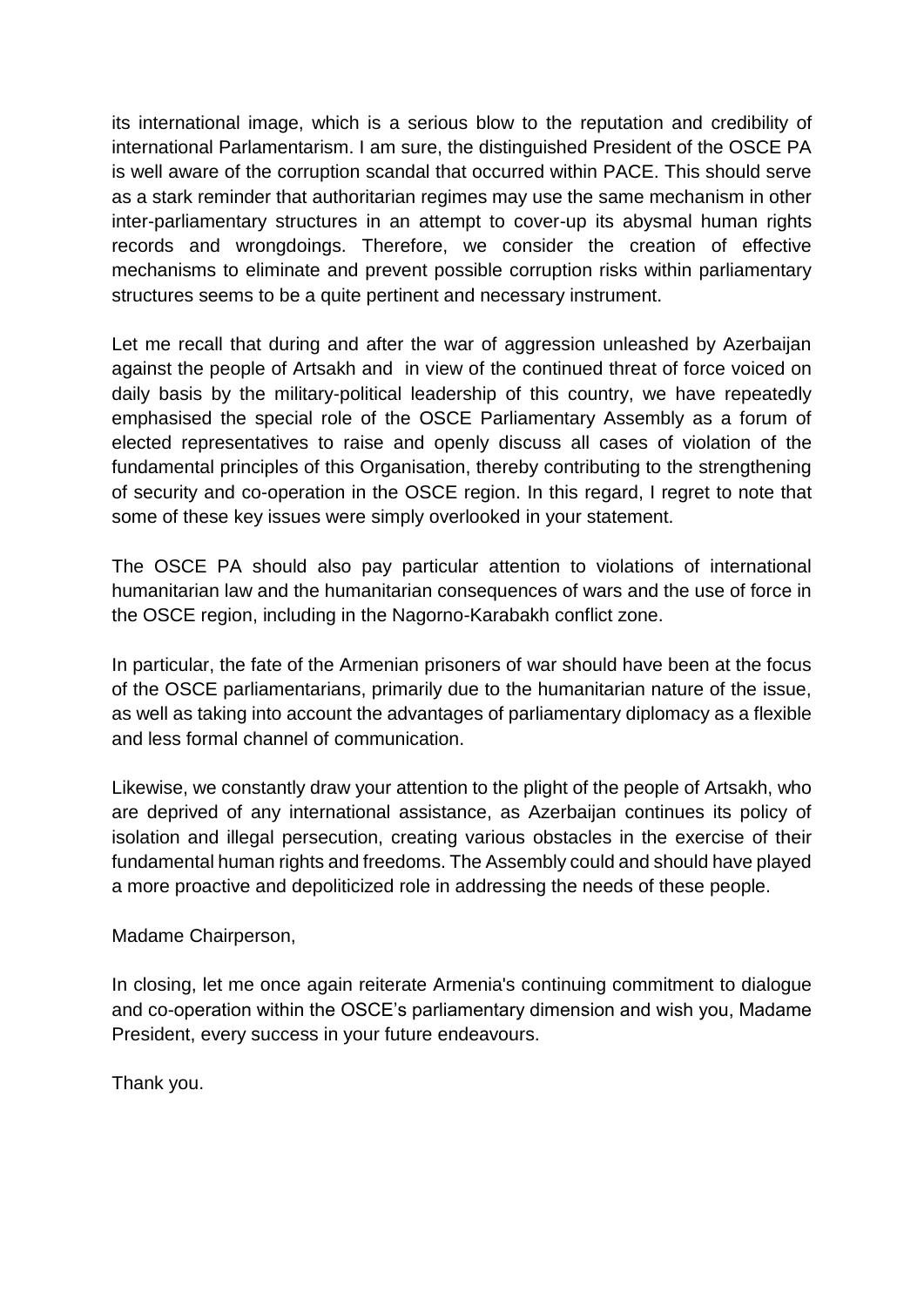its international image, which is a serious blow to the reputation and credibility of international Parlamentarism. I am sure, the distinguished President of the OSCE PA is well aware of the corruption scandal that occurred within PACE. This should serve as a stark reminder that authoritarian regimes may use the same mechanism in other inter-parliamentary structures in an attempt to cover-up its abysmal human rights records and wrongdoings. Therefore, we consider the creation of effective mechanisms to eliminate and prevent possible corruption risks within parliamentary structures seems to be a quite pertinent and necessary instrument.

Let me recall that during and after the war of aggression unleashed by Azerbaijan against the people of Artsakh and in view of the continued threat of force voiced on daily basis by the military-political leadership of this country, we have repeatedly emphasised the special role of the OSCE Parliamentary Assembly as a forum of elected representatives to raise and openly discuss all cases of violation of the fundamental principles of this Organisation, thereby contributing to the strengthening of security and co-operation in the OSCE region. In this regard, I regret to note that some of these key issues were simply overlooked in your statement.

The OSCE PA should also pay particular attention to violations of international humanitarian law and the humanitarian consequences of wars and the use of force in the OSCE region, including in the Nagorno-Karabakh conflict zone.

In particular, the fate of the Armenian prisoners of war should have been at the focus of the OSCE parliamentarians, primarily due to the humanitarian nature of the issue, as well as taking into account the advantages of parliamentary diplomacy as a flexible and less formal channel of communication.

Likewise, we constantly draw your attention to the plight of the people of Artsakh, who are deprived of any international assistance, as Azerbaijan continues its policy of isolation and illegal persecution, creating various obstacles in the exercise of their fundamental human rights and freedoms. The Assembly could and should have played a more proactive and depoliticized role in addressing the needs of these people.

Madame Chairperson,

In closing, let me once again reiterate Armenia's continuing commitment to dialogue and co-operation within the OSCE's parliamentary dimension and wish you, Madame President, every success in your future endeavours.

Thank you.